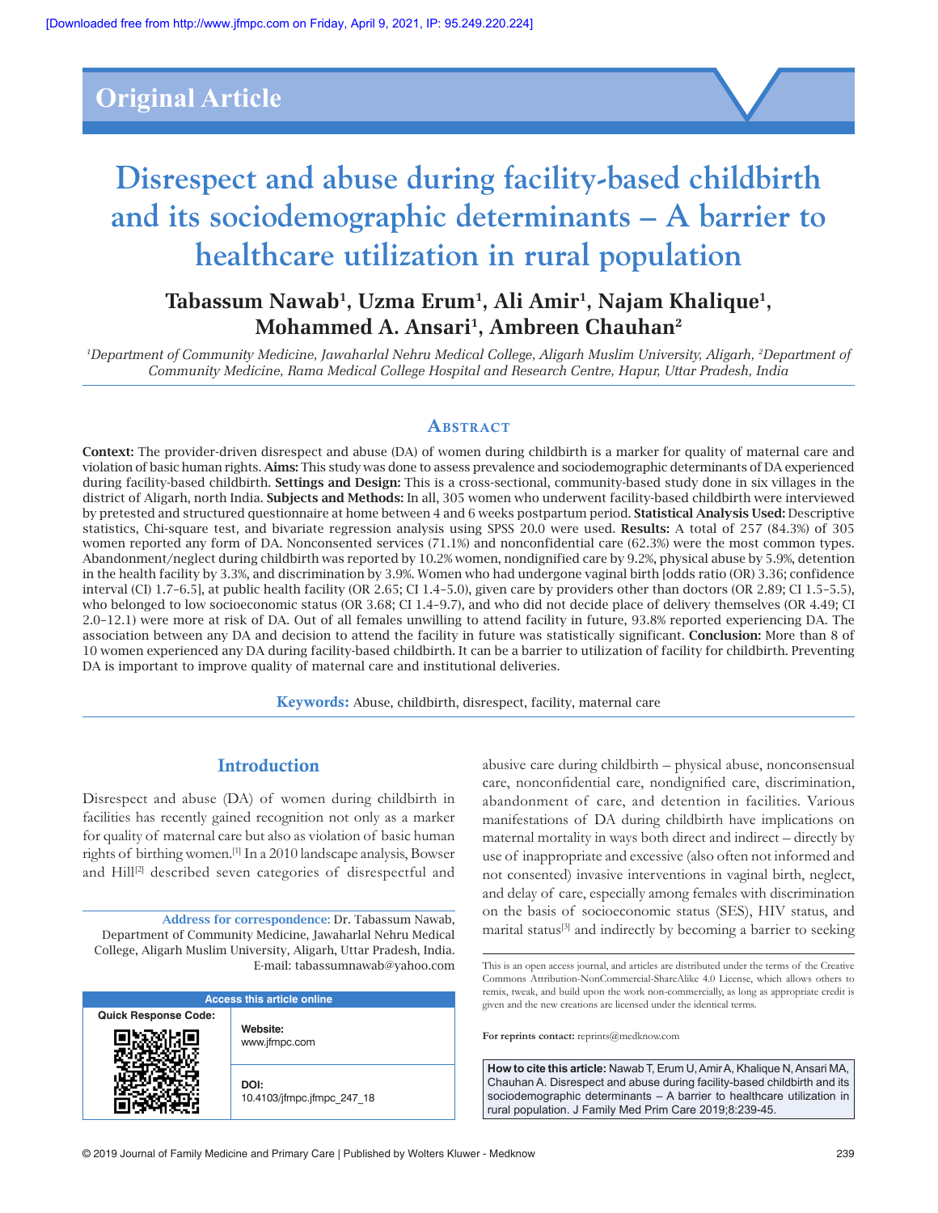Original Article

# Disrespect and abuse during facility-based childbirth and its sociodemographic determinants – A barrier to healthcare utilization in rural population

**Tabassum Nawab[1], Uzma Erum[1], Ali Amir[1], Najam Khalique[1], Mohammed A. Ansari[1], Ambreen Chauhan[2]**

*[1]Department of Community Medicine, Jawaharlal Nehru Medical College, Aligarh Muslim University, Aligarh, [2]Department of Community Medicine, Rama Medical College Hospital and Research Centre, Hapur, Uttar Pradesh, India*

## Abstract

**Context:** The provider-driven disrespect and abuse (DA) of women during childbirth is a marker for quality of maternal care and violation of basic human rights. **Aims:** This study was done to assess prevalence and sociodemographic determinants of DA experienced during facility-based childbirth. **Settings and Design:** This is a cross-sectional, community-based study done in six villages in the district of Aligarh, north India. **Subjects and Methods:** In all, 305 women who underwent facility-based childbirth were interviewed by pretested and structured questionnaire at home between 4 and 6 weeks postpartum period. **Statistical Analysis Used:** Descriptive statistics, Chi-square test, and bivariate regression analysis using SPSS 20.0 were used. **Results:** A total of 257 (84.3%) of 305 women reported any form of DA. Nonconsented services (71.1%) and nonconfidential care (62.3%) were the most common types. Abandonment/neglect during childbirth was reported by 10.2% women, nondignified care by 9.2%, physical abuse by 5.9%, detention in the health facility by 3.3%, and discrimination by 3.9%. Women who had undergone vaginal birth [odds ratio (OR) 3.36; confidence interval (CI) 1.7–6.5], at public health facility (OR 2.65; CI 1.4–5.0), given care by providers other than doctors (OR 2.89; CI 1.5–5.5), who belonged to low socioeconomic status (OR 3.68; CI 1.4–9.7), and who did not decide place of delivery themselves (OR 4.49; CI 2.0–12.1) were more at risk of DA. Out of all females unwilling to attend facility in future, 93.8% reported experiencing DA. The association between any DA and decision to attend the facility in future was statistically significant. **Conclusion:** More than 8 of 10 women experienced any DA during facility-based childbirth. It can be a barrier to utilization of facility for childbirth. Preventing DA is important to improve quality of maternal care and institutional deliveries.

**Keywords:** Abuse, childbirth, disrespect, facility, maternal care

## Introduction

Disrespect and abuse (DA) of women during childbirth in facilities has recently gained recognition not only as a marker for quality of maternal care but also as violation of basic human rights of birthing women.[1] In a 2010 landscape analysis, Bowser and Hill[2] described seven categories of disrespectful and abusive care during childbirth – physical abuse, nonconsensual care, nonconfidential care, nondignified care, discrimination, abandonment of care, and detention in facilities. Various manifestations of DA during childbirth have implications on maternal mortality in ways both direct and indirect – directly by use of inappropriate and excessive (also often not informed and not consented) invasive interventions in vaginal birth, neglect, and delay of care, especially among females with discrimination on the basis of socioeconomic status (SES), HIV status, and marital status[3] and indirectly by becoming a barrier to seeking

**Address for correspondence:** Dr. Tabassum Nawab, Department of Community Medicine, Jawaharlal Nehru Medical College, Aligarh Muslim University, Aligarh, Uttar Pradesh, India. E-mail: tabassumnawab@yahoo.com

| Access this article online | |
|---|---|
| Quick Response Code: | Website: www.jfmpc.com |
| | DOI: 10.4103/jfmpc.jfmpc_247_18 |

This is an open access journal, and articles are distributed under the terms of the Creative Commons Attribution-NonCommercial-ShareAlike 4.0 License, which allows others to remix, tweak, and build upon the work non-commercially, as long as appropriate credit is given and the new creations are licensed under the identical terms.

**For reprints contact:** reprints@medknow.com

**How to cite this article:** Nawab T, Erum U, Amir A, Khalique N, Ansari MA, Chauhan A. Disrespect and abuse during facility-based childbirth and its sociodemographic determinants – A barrier to healthcare utilization in rural population. J Family Med Prim Care 2019;8:239-45.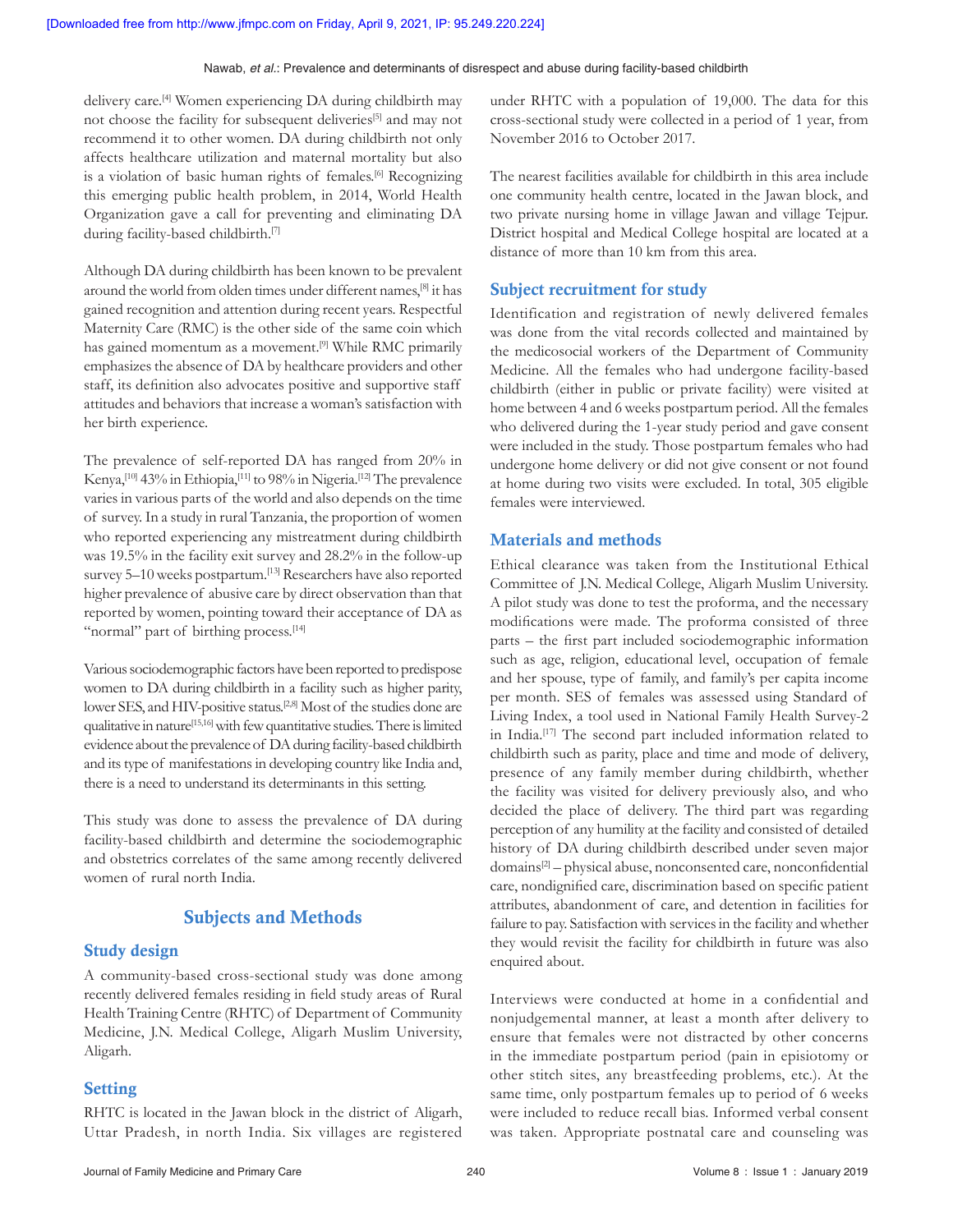delivery care.[4] Women experiencing DA during childbirth may not choose the facility for subsequent deliveries[5] and may not recommend it to other women. DA during childbirth not only affects healthcare utilization and maternal mortality but also is a violation of basic human rights of females.[6] Recognizing this emerging public health problem, in 2014, World Health Organization gave a call for preventing and eliminating DA during facility-based childbirth.[7]

Although DA during childbirth has been known to be prevalent around the world from olden times under different names,[8] it has gained recognition and attention during recent years. Respectful Maternity Care (RMC) is the other side of the same coin which has gained momentum as a movement.[9] While RMC primarily emphasizes the absence of DA by healthcare providers and other staff, its definition also advocates positive and supportive staff attitudes and behaviors that increase a woman's satisfaction with her birth experience.

The prevalence of self-reported DA has ranged from 20% in Kenya,[10] 43% in Ethiopia,[11] to 98% in Nigeria.[12] The prevalence varies in various parts of the world and also depends on the time of survey. In a study in rural Tanzania, the proportion of women who reported experiencing any mistreatment during childbirth was 19.5% in the facility exit survey and 28.2% in the follow-up survey 5–10 weeks postpartum.[13] Researchers have also reported higher prevalence of abusive care by direct observation than that reported by women, pointing toward their acceptance of DA as "normal" part of birthing process.[14]

Various sociodemographic factors have been reported to predispose women to DA during childbirth in a facility such as higher parity, lower SES, and HIV-positive status.[2,8] Most of the studies done are qualitative in nature[15,16] with few quantitative studies. There is limited evidence about the prevalence of DA during facility-based childbirth and its type of manifestations in developing country like India and, there is a need to understand its determinants in this setting.

This study was done to assess the prevalence of DA during facility-based childbirth and determine the sociodemographic and obstetrics correlates of the same among recently delivered women of rural north India.

## Subjects and Methods

### Study design

A community-based cross-sectional study was done among recently delivered females residing in field study areas of Rural Health Training Centre (RHTC) of Department of Community Medicine, J.N. Medical College, Aligarh Muslim University, Aligarh.

### Setting

RHTC is located in the Jawan block in the district of Aligarh, Uttar Pradesh, in north India. Six villages are registered under RHTC with a population of 19,000. The data for this cross-sectional study were collected in a period of 1 year, from November 2016 to October 2017.

The nearest facilities available for childbirth in this area include one community health centre, located in the Jawan block, and two private nursing home in village Jawan and village Tejpur. District hospital and Medical College hospital are located at a distance of more than 10 km from this area.

### Subject recruitment for study

Identification and registration of newly delivered females was done from the vital records collected and maintained by the medicosocial workers of the Department of Community Medicine. All the females who had undergone facility-based childbirth (either in public or private facility) were visited at home between 4 and 6 weeks postpartum period. All the females who delivered during the 1-year study period and gave consent were included in the study. Those postpartum females who had undergone home delivery or did not give consent or not found at home during two visits were excluded. In total, 305 eligible females were interviewed.

### Materials and methods

Ethical clearance was taken from the Institutional Ethical Committee of J.N. Medical College, Aligarh Muslim University. A pilot study was done to test the proforma, and the necessary modifications were made. The proforma consisted of three parts – the first part included sociodemographic information such as age, religion, educational level, occupation of female and her spouse, type of family, and family's per capita income per month. SES of females was assessed using Standard of Living Index, a tool used in National Family Health Survey-2 in India.[17] The second part included information related to childbirth such as parity, place and time and mode of delivery, presence of any family member during childbirth, whether the facility was visited for delivery previously also, and who decided the place of delivery. The third part was regarding perception of any humility at the facility and consisted of detailed history of DA during childbirth described under seven major domains[2] – physical abuse, nonconsented care, nonconfidential care, nondignified care, discrimination based on specific patient attributes, abandonment of care, and detention in facilities for failure to pay. Satisfaction with services in the facility and whether they would revisit the facility for childbirth in future was also enquired about.

Interviews were conducted at home in a confidential and nonjudgemental manner, at least a month after delivery to ensure that females were not distracted by other concerns in the immediate postpartum period (pain in episiotomy or other stitch sites, any breastfeeding problems, etc.). At the same time, only postpartum females up to period of 6 weeks were included to reduce recall bias. Informed verbal consent was taken. Appropriate postnatal care and counseling was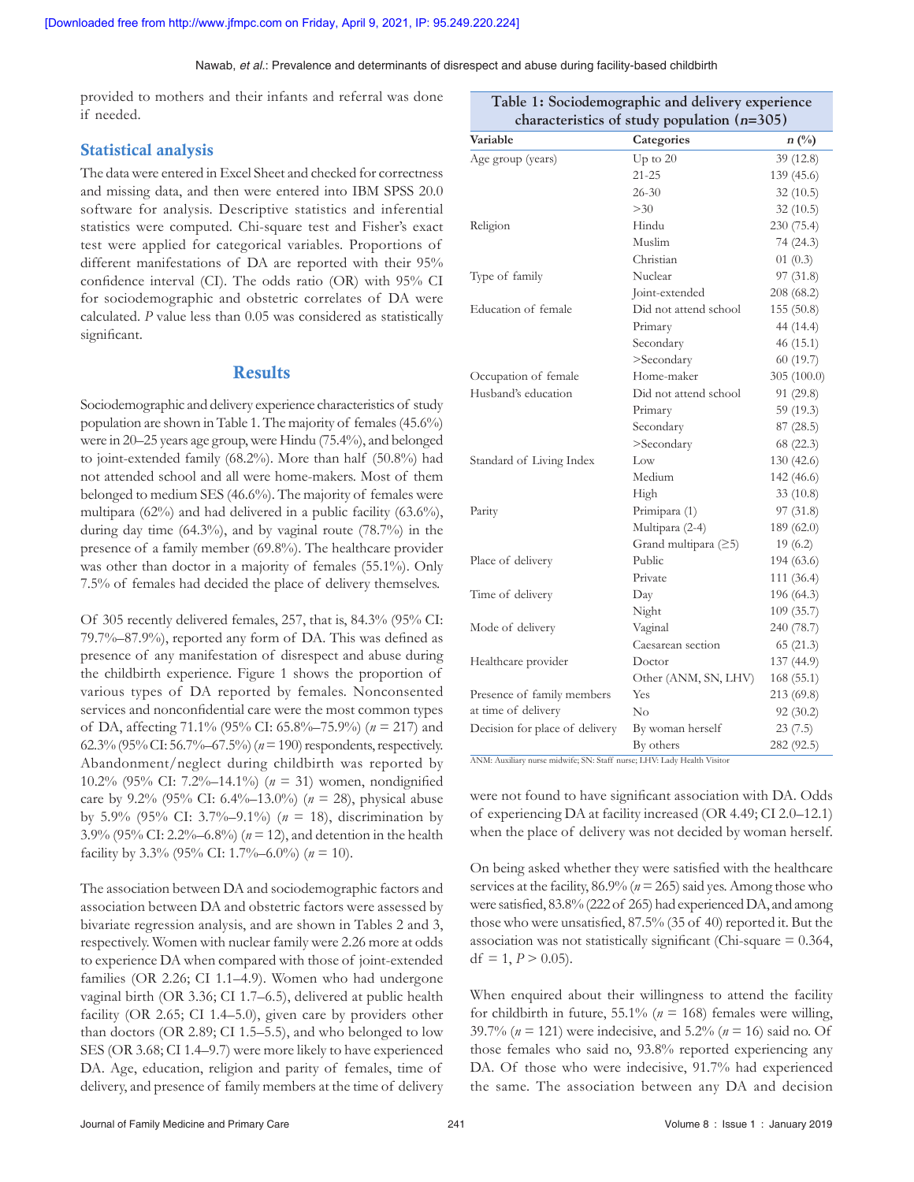provided to mothers and their infants and referral was done if needed.

### Statistical analysis

The data were entered in Excel Sheet and checked for correctness and missing data, and then were entered into IBM SPSS 20.0 software for analysis. Descriptive statistics and inferential statistics were computed. Chi-square test and Fisher's exact test were applied for categorical variables. Proportions of different manifestations of DA are reported with their 95% confidence interval (CI). The odds ratio (OR) with 95% CI for sociodemographic and obstetric correlates of DA were calculated. $P$ value less than 0.05 was considered as statistically significant.

## Results

Sociodemographic and delivery experience characteristics of study population are shown in Table 1. The majority of females (45.6%) were in 20–25 years age group, were Hindu (75.4%), and belonged to joint-extended family (68.2%). More than half (50.8%) had not attended school and all were home-makers. Most of them belonged to medium SES (46.6%). The majority of females were multipara (62%) and had delivered in a public facility (63.6%), during day time (64.3%), and by vaginal route (78.7%) in the presence of a family member (69.8%). The healthcare provider was other than doctor in a majority of females (55.1%). Only 7.5% of females had decided the place of delivery themselves.

Of 305 recently delivered females, 257, that is, 84.3% (95% CI: 79.7%–87.9%), reported any form of DA. This was defined as presence of any manifestation of disrespect and abuse during the childbirth experience. Figure 1 shows the proportion of various types of DA reported by females. Nonconsented services and nonconfidential care were the most common types of DA, affecting 71.1% (95% CI: 65.8%–75.9%) ($n = 217$) and 62.3% (95% CI: 56.7%–67.5%) ($n = 190$) respondents, respectively. Abandonment/neglect during childbirth was reported by 10.2% (95% CI: 7.2%–14.1%) ($n = 31$) women, nondignified care by 9.2% (95% CI: 6.4%–13.0%) ($n = 28$), physical abuse by 5.9% (95% CI: 3.7%–9.1%) ($n = 18$), discrimination by 3.9% (95% CI: 2.2%–6.8%) ($n = 12$), and detention in the health facility by 3.3% (95% CI: 1.7%–6.0%) ($n = 10$).

The association between DA and sociodemographic factors and association between DA and obstetric factors were assessed by bivariate regression analysis, and are shown in Tables 2 and 3, respectively. Women with nuclear family were 2.26 more at odds to experience DA when compared with those of joint-extended families (OR 2.26; CI 1.1–4.9). Women who had undergone vaginal birth (OR 3.36; CI 1.7–6.5), delivered at public health facility (OR 2.65; CI 1.4–5.0), given care by providers other than doctors (OR 2.89; CI 1.5–5.5), and who belonged to low SES (OR 3.68; CI 1.4–9.7) were more likely to have experienced DA. Age, education, religion and parity of females, time of delivery, and presence of family members at the time of delivery were not found to have significant association with DA. Odds of experiencing DA at facility increased (OR 4.49; CI 2.0–12.1) when the place of delivery was not decided by woman herself.

On being asked whether they were satisfied with the healthcare services at the facility, 86.9% ($n = 265$) said yes. Among those who were satisfied, 83.8% (222 of 265) had experienced DA, and among those who were unsatisfied, 87.5% (35 of 40) reported it. But the association was not statistically significant (Chi-square = 0.364, df = 1, $P > 0.05$).

When enquired about their willingness to attend the facility for childbirth in future, 55.1% ($n = 168$) females were willing, 39.7% ($n = 121$) were indecisive, and 5.2% ($n = 16$) said no. Of those females who said no, 93.8% reported experiencing any DA. Of those who were indecisive, 91.7% had experienced the same. The association between any DA and decision

**Table 1: Sociodemographic and delivery experience characteristics of study population ($n$=305)**

| Variable | Categories | $n$ (%) |
|---|---|---|
| Age group (years) | Up to 20 | 39 (12.8) |
| | 21-25 | 139 (45.6) |
| | 26-30 | 32 (10.5) |
| | >30 | 32 (10.5) |
| Religion | Hindu | 230 (75.4) |
| | Muslim | 74 (24.3) |
| | Christian | 01 (0.3) |
| Type of family | Nuclear | 97 (31.8) |
| | Joint-extended | 208 (68.2) |
| Education of female | Did not attend school | 155 (50.8) |
| | Primary | 44 (14.4) |
| | Secondary | 46 (15.1) |
| | >Secondary | 60 (19.7) |
| Occupation of female | Home-maker | 305 (100.0) |
| Husband's education | Did not attend school | 91 (29.8) |
| | Primary | 59 (19.3) |
| | Secondary | 87 (28.5) |
| | >Secondary | 68 (22.3) |
| Standard of Living Index | Low | 130 (42.6) |
| | Medium | 142 (46.6) |
| | High | 33 (10.8) |
| Parity | Primipara (1) | 97 (31.8) |
| | Multipara (2-4) | 189 (62.0) |
| | Grand multipara (≥5) | 19 (6.2) |
| Place of delivery | Public | 194 (63.6) |
| | Private | 111 (36.4) |
| Time of delivery | Day | 196 (64.3) |
| | Night | 109 (35.7) |
| Mode of delivery | Vaginal | 240 (78.7) |
| | Caesarean section | 65 (21.3) |
| Healthcare provider | Doctor | 137 (44.9) |
| | Other (ANM, SN, LHV) | 168 (55.1) |
| Presence of family members at time of delivery | Yes | 213 (69.8) |
| | No | 92 (30.2) |
| Decision for place of delivery | By woman herself | 23 (7.5) |
| | By others | 282 (92.5) |

ANM: Auxiliary nurse midwife; SN: Staff nurse; LHV: Lady Health Visitor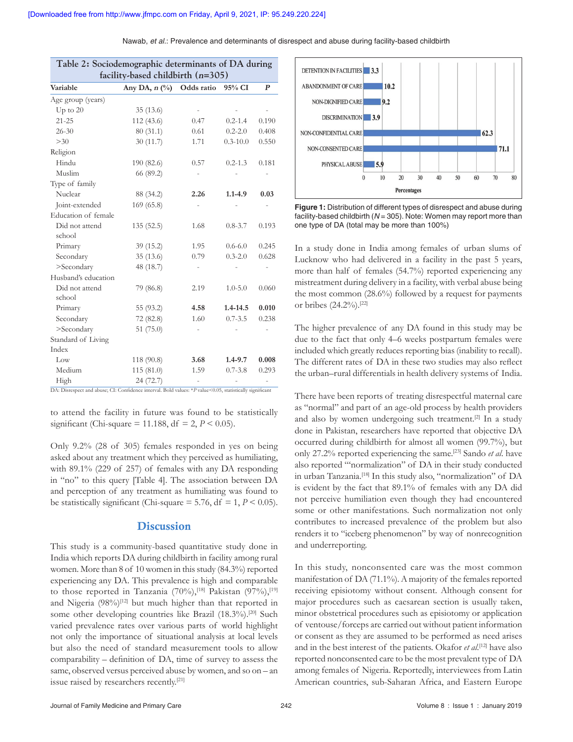**Table 2: Sociodemographic determinants of DA during facility-based childbirth (*n*=305)**

| Variable | Any DA, *n* (%) | Odds ratio | 95% CI | *P* |
|---|---|---|---|---|
| Age group (years) | | | | |
| Up to 20 | 35 (13.6) | - | - | - |
| 21-25 | 112 (43.6) | 0.47 | 0.2-1.4 | 0.190 |
| 26-30 | 80 (31.1) | 0.61 | 0.2-2.0 | 0.408 |
| >30 | 30 (11.7) | 1.71 | 0.3-10.0 | 0.550 |
| Religion | | | | |
| Hindu | 190 (82.6) | 0.57 | 0.2-1.3 | 0.181 |
| Muslim | 66 (89.2) | - | - | - |
| Type of family | | | | |
| Nuclear | 88 (34.2) | **2.26** | **1.1-4.9** | **0.03** |
| Joint-extended | 169 (65.8) | - | - | - |
| Education of female | | | | |
| Did not attend school | 135 (52.5) | 1.68 | 0.8-3.7 | 0.193 |
| Primary | 39 (15.2) | 1.95 | 0.6-6.0 | 0.245 |
| Secondary | 35 (13.6) | 0.79 | 0.3-2.0 | 0.628 |
| >Secondary | 48 (18.7) | - | - | - |
| Husband's education | | | | |
| Did not attend school | 79 (86.8) | 2.19 | 1.0-5.0 | 0.060 |
| Primary | 55 (93.2) | **4.58** | **1.4-14.5** | **0.010** |
| Secondary | 72 (82.8) | 1.60 | 0.7-3.5 | 0.238 |
| >Secondary | 51 (75.0) | - | - | - |
| Standard of Living Index | | | | |
| Low | 118 (90.8) | **3.68** | **1.4-9.7** | **0.008** |
| Medium | 115 (81.0) | 1.59 | 0.7-3.8 | 0.293 |
| High | 24 (72.7) | - | - | - |

DA: Disrespect and abuse; CI: Confidence interval. Bold values: **P* value<0.05, statistically significant

to attend the facility in future was found to be statistically significant (Chi-square = 11.188, df = 2, $P < 0.05$).

Only 9.2% (28 of 305) females responded in yes on being asked about any treatment which they perceived as humiliating, with 89.1% (229 of 257) of females with any DA responding in "no" to this query [Table 4]. The association between DA and perception of any treatment as humiliating was found to be statistically significant (Chi-square = 5.76, df = 1, $P < 0.05$).

## Discussion

This study is a community-based quantitative study done in India which reports DA during childbirth in facility among rural women. More than 8 of 10 women in this study (84.3%) reported experiencing any DA. This prevalence is high and comparable to those reported in Tanzania (70%),[18] Pakistan (97%),[19] and Nigeria (98%)[12] but much higher than that reported in some other developing countries like Brazil (18.3%).[20] Such varied prevalence rates over various parts of world highlight not only the importance of situational analysis at local levels but also the need of standard measurement tools to allow comparability – definition of DA, time of survey to assess the same, observed versus perceived abuse by women, and so on – an issue raised by researchers recently.[21]

| Type of DA | Percentage |
|---|---|
| DETENTION IN FACILITIES | 3.3 |
| ABANDONMENT OF CARE | 10.2 |
| NON-DIGNIFIED CARE | 9.2 |
| DISCRIMINATION | 3.9 |
| NON-CONFIDENTIAL CARE | 62.3 |
| NON-CONSENTED CARE | 71.1 |
| PHYSICAL ABUSE | 5.9 |

**Figure 1:** Distribution of different types of disrespect and abuse during facility-based childbirth (*N* = 305). Note: Women may report more than one type of DA (total may be more than 100%)

In a study done in India among females of urban slums of Lucknow who had delivered in a facility in the past 5 years, more than half of females (54.7%) reported experiencing any mistreatment during delivery in a facility, with verbal abuse being the most common (28.6%) followed by a request for payments or bribes (24.2%).[22]

The higher prevalence of any DA found in this study may be due to the fact that only 4–6 weeks postpartum females were included which greatly reduces reporting bias (inability to recall). The different rates of DA in these two studies may also reflect the urban–rural differentials in health delivery systems of India.

There have been reports of treating disrespectful maternal care as "normal" and part of an age-old process by health providers and also by women undergoing such treatment.[2] In a study done in Pakistan, researchers have reported that objective DA occurred during childbirth for almost all women (99.7%), but only 27.2% reported experiencing the same.[23] Sando *et al.* have also reported "'normalization" of DA in their study conducted in urban Tanzania.[18] In this study also, "normalization" of DA is evident by the fact that 89.1% of females with any DA did not perceive humiliation even though they had encountered some or other manifestations. Such normalization not only contributes to increased prevalence of the problem but also renders it to "iceberg phenomenon" by way of nonrecognition and underreporting.

In this study, nonconsented care was the most common manifestation of DA (71.1%). A majority of the females reported receiving episiotomy without consent. Although consent for major procedures such as caesarean section is usually taken, minor obstetrical procedures such as episiotomy or application of ventouse/forceps are carried out without patient information or consent as they are assumed to be performed as need arises and in the best interest of the patients. Okafor *et al.*[12] have also reported nonconsented care to be the most prevalent type of DA among females of Nigeria. Reportedly, interviewees from Latin American countries, sub-Saharan Africa, and Eastern Europe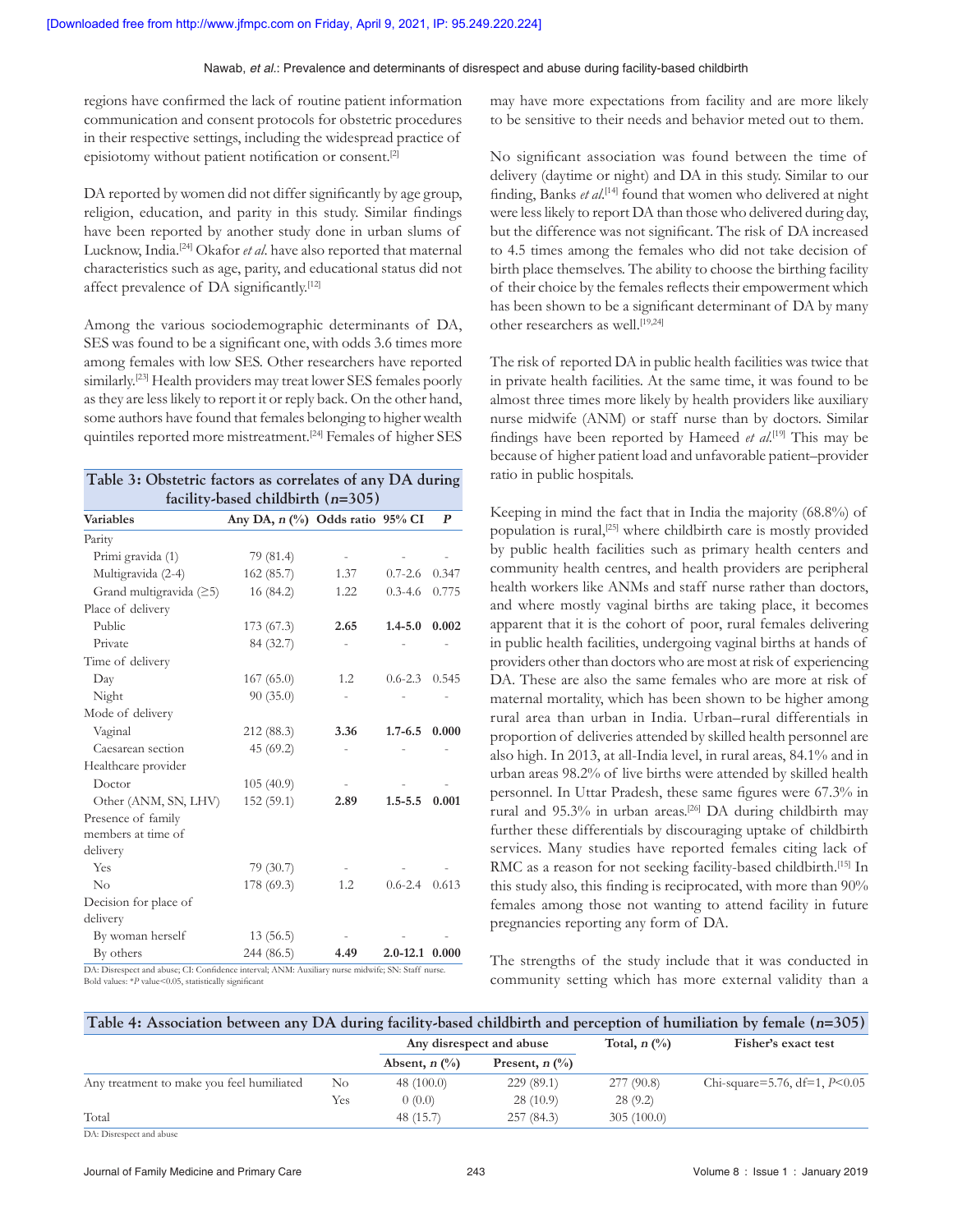regions have confirmed the lack of routine patient information communication and consent protocols for obstetric procedures in their respective settings, including the widespread practice of episiotomy without patient notification or consent.[2]

DA reported by women did not differ significantly by age group, religion, education, and parity in this study. Similar findings have been reported by another study done in urban slums of Lucknow, India.[24] Okafor *et al*. have also reported that maternal characteristics such as age, parity, and educational status did not affect prevalence of DA significantly.[12]

Among the various sociodemographic determinants of DA, SES was found to be a significant one, with odds 3.6 times more among females with low SES. Other researchers have reported similarly.[23] Health providers may treat lower SES females poorly as they are less likely to report it or reply back. On the other hand, some authors have found that females belonging to higher wealth quintiles reported more mistreatment.[24] Females of higher SES may have more expectations from facility and are more likely to be sensitive to their needs and behavior meted out to them.

**Table 3: Obstetric factors as correlates of any DA during facility-based childbirth ($n$=305)**

| Variables | Any DA, $n$ (%) | Odds ratio | 95% CI | $P$ |
|---|---|---|---|---|
| Parity | | | | |
| Primi gravida (1) | 79 (81.4) | - | - | - |
| Multigravida (2-4) | 162 (85.7) | 1.37 | 0.7-2.6 | 0.347 |
| Grand multigravida (≥5) | 16 (84.2) | 1.22 | 0.3-4.6 | 0.775 |
| Place of delivery | | | | |
| Public | 173 (67.3) | **2.65** | **1.4-5.0** | **0.002** |
| Private | 84 (32.7) | - | - | - |
| Time of delivery | | | | |
| Day | 167 (65.0) | 1.2 | 0.6-2.3 | 0.545 |
| Night | 90 (35.0) | - | - | - |
| Mode of delivery | | | | |
| Vaginal | 212 (88.3) | **3.36** | **1.7-6.5** | **0.000** |
| Caesarean section | 45 (69.2) | - | - | - |
| Healthcare provider | | | | |
| Doctor | 105 (40.9) | - | - | - |
| Other (ANM, SN, LHV) | 152 (59.1) | **2.89** | **1.5-5.5** | **0.001** |
| Presence of family members at time of delivery | | | | |
| Yes | 79 (30.7) | - | - | - |
| No | 178 (69.3) | 1.2 | 0.6-2.4 | 0.613 |
| Decision for place of delivery | | | | |
| By woman herself | 13 (56.5) | - | - | - |
| By others | 244 (86.5) | **4.49** | **2.0-12.1** | **0.000** |

DA: Disrespect and abuse; CI: Confidence interval; ANM: Auxiliary nurse midwife; SN: Staff nurse. Bold values: *$P$ value<0.05, statistically significant

No significant association was found between the time of delivery (daytime or night) and DA in this study. Similar to our finding, Banks *et al*.[14] found that women who delivered at night were less likely to report DA than those who delivered during day, but the difference was not significant. The risk of DA increased to 4.5 times among the females who did not take decision of birth place themselves. The ability to choose the birthing facility of their choice by the females reflects their empowerment which has been shown to be a significant determinant of DA by many other researchers as well.[19,24]

The risk of reported DA in public health facilities was twice that in private health facilities. At the same time, it was found to be almost three times more likely by health providers like auxiliary nurse midwife (ANM) or staff nurse than by doctors. Similar findings have been reported by Hameed *et al*.[19] This may be because of higher patient load and unfavorable patient–provider ratio in public hospitals.

Keeping in mind the fact that in India the majority (68.8%) of population is rural,[25] where childbirth care is mostly provided by public health facilities such as primary health centers and community health centres, and health providers are peripheral health workers like ANMs and staff nurse rather than doctors, and where mostly vaginal births are taking place, it becomes apparent that it is the cohort of poor, rural females delivering in public health facilities, undergoing vaginal births at hands of providers other than doctors who are most at risk of experiencing DA. These are also the same females who are more at risk of maternal mortality, which has been shown to be higher among rural area than urban in India. Urban–rural differentials in proportion of deliveries attended by skilled health personnel are also high. In 2013, at all-India level, in rural areas, 84.1% and in urban areas 98.2% of live births were attended by skilled health personnel. In Uttar Pradesh, these same figures were 67.3% in rural and 95.3% in urban areas.[26] DA during childbirth may further these differentials by discouraging uptake of childbirth services. Many studies have reported females citing lack of RMC as a reason for not seeking facility-based childbirth.[15] In this study also, this finding is reciprocated, with more than 90% females among those not wanting to attend facility in future pregnancies reporting any form of DA.

The strengths of the study include that it was conducted in community setting which has more external validity than a

**Table 4: Association between any DA during facility-based childbirth and perception of humiliation by female ($n$=305)**

| | | Any disrespect and abuse | | Total, $n$ (%) | Fisher's exact test |
|---|---|---|---|---|---|
| | | Absent, $n$ (%) | Present, $n$ (%) | | |
| Any treatment to make you feel humiliated | No | 48 (100.0) | 229 (89.1) | 277 (90.8) | Chi-square=5.76, df=1, $P$<0.05 |
| | Yes | 0 (0.0) | 28 (10.9) | 28 (9.2) | |
| Total | | 48 (15.7) | 257 (84.3) | 305 (100.0) | |

DA: Disrespect and abuse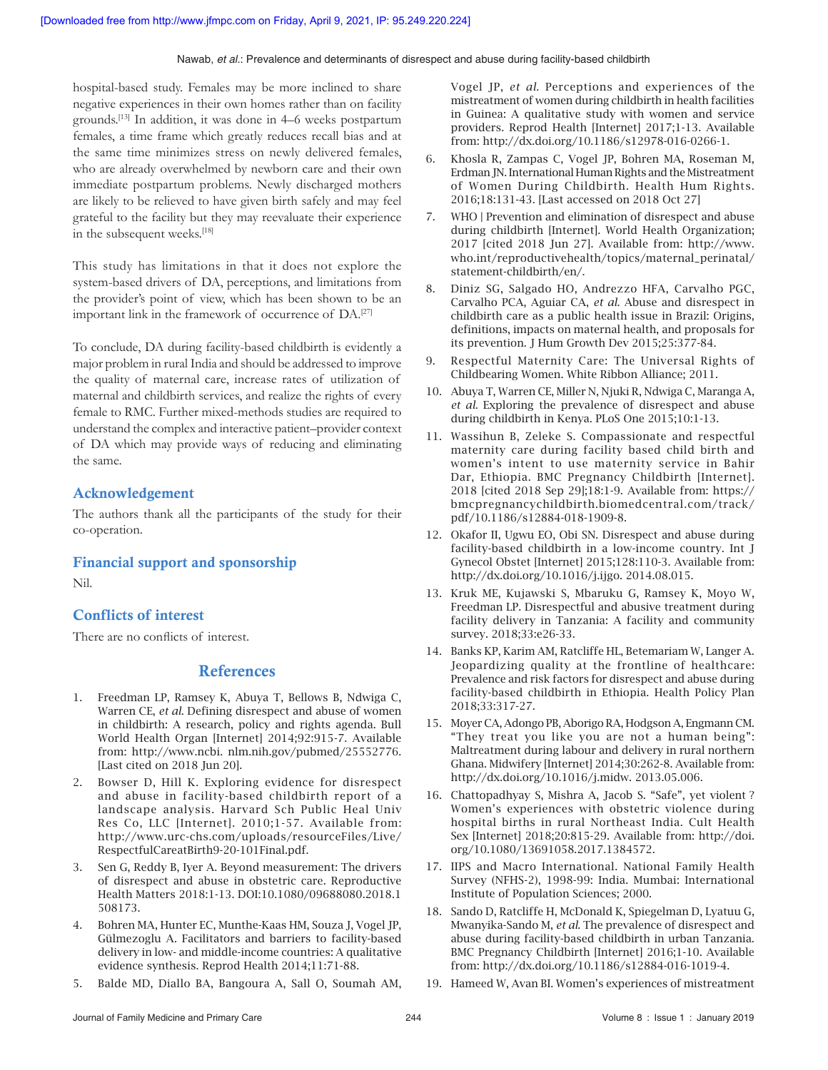hospital-based study. Females may be more inclined to share negative experiences in their own homes rather than on facility grounds.[13] In addition, it was done in 4–6 weeks postpartum females, a time frame which greatly reduces recall bias and at the same time minimizes stress on newly delivered females, who are already overwhelmed by newborn care and their own immediate postpartum problems. Newly discharged mothers are likely to be relieved to have given birth safely and may feel grateful to the facility but they may reevaluate their experience in the subsequent weeks.[18]

This study has limitations in that it does not explore the system-based drivers of DA, perceptions, and limitations from the provider's point of view, which has been shown to be an important link in the framework of occurrence of DA.[27]

To conclude, DA during facility-based childbirth is evidently a major problem in rural India and should be addressed to improve the quality of maternal care, increase rates of utilization of maternal and childbirth services, and realize the rights of every female to RMC. Further mixed-methods studies are required to understand the complex and interactive patient–provider context of DA which may provide ways of reducing and eliminating the same.

## Acknowledgement

The authors thank all the participants of the study for their co-operation.

## Financial support and sponsorship

Nil.

## Conflicts of interest

There are no conflicts of interest.

## References

1. Freedman LP, Ramsey K, Abuya T, Bellows B, Ndwiga C, Warren CE, *et al*. Defining disrespect and abuse of women in childbirth: A research, policy and rights agenda. Bull World Health Organ [Internet] 2014;92:915-7. Available from: http://www.ncbi. nlm.nih.gov/pubmed/25552776. [Last cited on 2018 Jun 20].
2. Bowser D, Hill K. Exploring evidence for disrespect and abuse in facility-based childbirth report of a landscape analysis. Harvard Sch Public Heal Univ Res Co, LLC [Internet]. 2010;1-57. Available from: http://www.urc-chs.com/uploads/resourceFiles/Live/RespectfulCareatBirth9-20-101Final.pdf.
3. Sen G, Reddy B, Iyer A. Beyond measurement: The drivers of disrespect and abuse in obstetric care. Reproductive Health Matters 2018:1-13. DOI:10.1080/09688080.2018.1508173.
4. Bohren MA, Hunter EC, Munthe-Kaas HM, Souza J, Vogel JP, Gülmezoglu A. Facilitators and barriers to facility-based delivery in low- and middle-income countries: A qualitative evidence synthesis. Reprod Health 2014;11:71-88.
5. Balde MD, Diallo BA, Bangoura A, Sall O, Soumah AM, Vogel JP, *et al*. Perceptions and experiences of the mistreatment of women during childbirth in health facilities in Guinea: A qualitative study with women and service providers. Reprod Health [Internet] 2017;1-13. Available from: http://dx.doi.org/10.1186/s12978-016-0266-1.
6. Khosla R, Zampas C, Vogel JP, Bohren MA, Roseman M, Erdman JN. International Human Rights and the Mistreatment of Women During Childbirth. Health Hum Rights. 2016;18:131-43. [Last accessed on 2018 Oct 27]
7. WHO | Prevention and elimination of disrespect and abuse during childbirth [Internet]. World Health Organization; 2017 [cited 2018 Jun 27]. Available from: http://www.who.int/reproductivehealth/topics/maternal_perinatal/statement-childbirth/en/.
8. Diniz SG, Salgado HO, Andrezzo HFA, Carvalho PGC, Carvalho PCA, Aguiar CA, *et al*. Abuse and disrespect in childbirth care as a public health issue in Brazil: Origins, definitions, impacts on maternal health, and proposals for its prevention. J Hum Growth Dev 2015;25:377-84.
9. Respectful Maternity Care: The Universal Rights of Childbearing Women. White Ribbon Alliance; 2011.
10. Abuya T, Warren CE, Miller N, Njuki R, Ndwiga C, Maranga A, *et al*. Exploring the prevalence of disrespect and abuse during childbirth in Kenya. PLoS One 2015;10:1-13.
11. Wassihun B, Zeleke S. Compassionate and respectful maternity care during facility based child birth and women's intent to use maternity service in Bahir Dar, Ethiopia. BMC Pregnancy Childbirth [Internet]. 2018 [cited 2018 Sep 29];18:1-9. Available from: https://bmcpregnancychildbirth.biomedcentral.com/track/pdf/10.1186/s12884-018-1909-8.
12. Okafor II, Ugwu EO, Obi SN. Disrespect and abuse during facility-based childbirth in a low-income country. Int J Gynecol Obstet [Internet] 2015;128:110-3. Available from: http://dx.doi.org/10.1016/j.ijgo. 2014.08.015.
13. Kruk ME, Kujawski S, Mbaruku G, Ramsey K, Moyo W, Freedman LP. Disrespectful and abusive treatment during facility delivery in Tanzania: A facility and community survey. 2018;33:e26-33.
14. Banks KP, Karim AM, Ratcliffe HL, Betemariam W, Langer A. Jeopardizing quality at the frontline of healthcare: Prevalence and risk factors for disrespect and abuse during facility-based childbirth in Ethiopia. Health Policy Plan 2018;33:317-27.
15. Moyer CA, Adongo PB, Aborigo RA, Hodgson A, Engmann CM. "They treat you like you are not a human being": Maltreatment during labour and delivery in rural northern Ghana. Midwifery [Internet] 2014;30:262-8. Available from: http://dx.doi.org/10.1016/j.midw. 2013.05.006.
16. Chattopadhyay S, Mishra A, Jacob S. "Safe", yet violent ? Women's experiences with obstetric violence during hospital births in rural Northeast India. Cult Health Sex [Internet] 2018;20:815-29. Available from: http://doi.org/10.1080/13691058.2017.1384572.
17. IIPS and Macro International. National Family Health Survey (NFHS-2), 1998-99: India. Mumbai: International Institute of Population Sciences; 2000.
18. Sando D, Ratcliffe H, McDonald K, Spiegelman D, Lyatuu G, Mwanyika-Sando M, *et al*. The prevalence of disrespect and abuse during facility-based childbirth in urban Tanzania. BMC Pregnancy Childbirth [Internet] 2016;1-10. Available from: http://dx.doi.org/10.1186/s12884-016-1019-4.
19. Hameed W, Avan BI. Women's experiences of mistreatment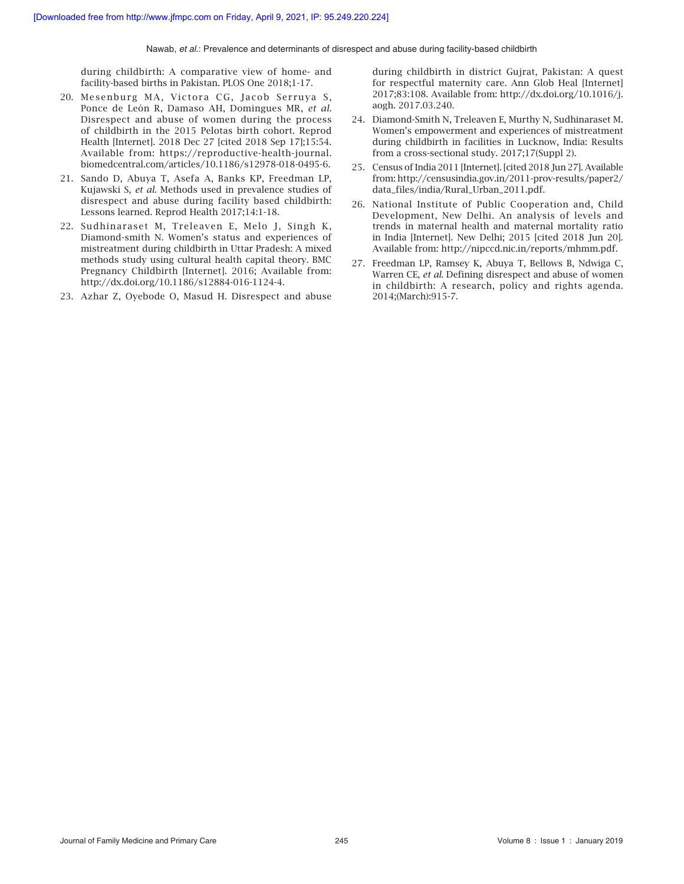during childbirth: A comparative view of home- and facility-based births in Pakistan. PLOS One 2018;1-17.

20. Mesenburg MA, Victora CG, Jacob Serruya S, Ponce de León R, Damaso AH, Domingues MR, *et al*. Disrespect and abuse of women during the process of childbirth in the 2015 Pelotas birth cohort. Reprod Health [Internet]. 2018 Dec 27 [cited 2018 Sep 17];15:54. Available from: https://reproductive-health-journal.biomedcentral.com/articles/10.1186/s12978-018-0495-6.
21. Sando D, Abuya T, Asefa A, Banks KP, Freedman LP, Kujawski S, *et al*. Methods used in prevalence studies of disrespect and abuse during facility based childbirth: Lessons learned. Reprod Health 2017;14:1-18.
22. Sudhinaraset M, Treleaven E, Melo J, Singh K, Diamond-smith N. Women's status and experiences of mistreatment during childbirth in Uttar Pradesh: A mixed methods study using cultural health capital theory. BMC Pregnancy Childbirth [Internet]. 2016; Available from: http://dx.doi.org/10.1186/s12884-016-1124-4.
23. Azhar Z, Oyebode O, Masud H. Disrespect and abuse during childbirth in district Gujrat, Pakistan: A quest for respectful maternity care. Ann Glob Heal [Internet] 2017;83:108. Available from: http://dx.doi.org/10.1016/j.aogh. 2017.03.240.
24. Diamond-Smith N, Treleaven E, Murthy N, Sudhinaraset M. Women's empowerment and experiences of mistreatment during childbirth in facilities in Lucknow, India: Results from a cross-sectional study. 2017;17(Suppl 2).
25. Census of India 2011 [Internet]. [cited 2018 Jun 27]. Available from: http://censusindia.gov.in/2011-prov-results/paper2/data_files/india/Rural_Urban_2011.pdf.
26. National Institute of Public Cooperation and, Child Development, New Delhi. An analysis of levels and trends in maternal health and maternal mortality ratio in India [Internet]. New Delhi; 2015 [cited 2018 Jun 20]. Available from: http://nipccd.nic.in/reports/mhmm.pdf.
27. Freedman LP, Ramsey K, Abuya T, Bellows B, Ndwiga C, Warren CE, *et al*. Defining disrespect and abuse of women in childbirth: A research, policy and rights agenda. 2014;(March):915-7.